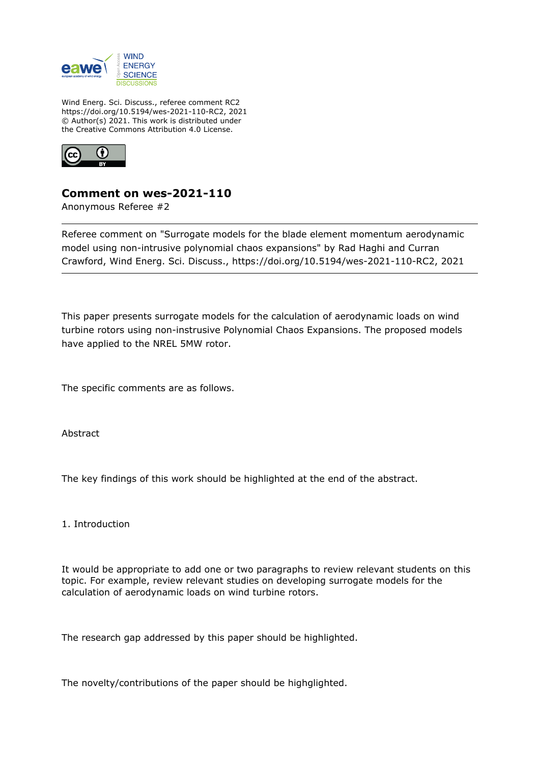Wind Energ. Sci. Discuss., referee comment RC2
https://doi.org/10.5194/wes-2021-110-RC2, 2021
© Author(s) 2021. This work is distributed under
the Creative Commons Attribution 4.0 License.

# Comment on wes-2021-110

Anonymous Referee #2

---

Referee comment on "Surrogate models for the blade element momentum aerodynamic model using non-intrusive polynomial chaos expansions" by Rad Haghi and Curran Crawford, Wind Energ. Sci. Discuss., https://doi.org/10.5194/wes-2021-110-RC2, 2021

---

This paper presents surrogate models for the calculation of aerodynamic loads on wind turbine rotors using non-instrusive Polynomial Chaos Expansions. The proposed models have applied to the NREL 5MW rotor.

The specific comments are as follows.

Abstract

The key findings of this work should be highlighted at the end of the abstract.

1. Introduction

It would be appropriate to add one or two paragraphs to review relevant students on this topic. For example, review relevant studies on developing surrogate models for the calculation of aerodynamic loads on wind turbine rotors.

The research gap addressed by this paper should be highlighted.

The novelty/contributions of the paper should be highglighted.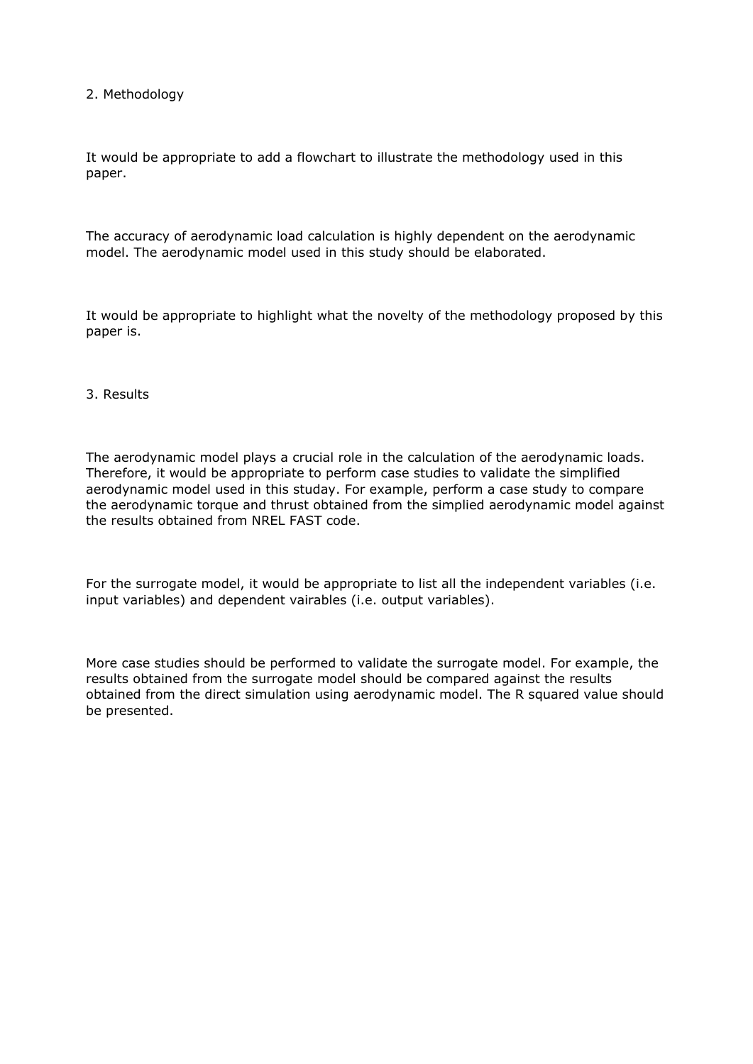## 2. Methodology

It would be appropriate to add a flowchart to illustrate the methodology used in this paper.

The accuracy of aerodynamic load calculation is highly dependent on the aerodynamic model. The aerodynamic model used in this study should be elaborated.

It would be appropriate to highlight what the novelty of the methodology proposed by this paper is.

## 3. Results

The aerodynamic model plays a crucial role in the calculation of the aerodynamic loads. Therefore, it would be appropriate to perform case studies to validate the simplified aerodynamic model used in this studay. For example, perform a case study to compare the aerodynamic torque and thrust obtained from the simplied aerodynamic model against the results obtained from NREL FAST code.

For the surrogate model, it would be appropriate to list all the independent variables (i.e. input variables) and dependent vairables (i.e. output variables).

More case studies should be performed to validate the surrogate model. For example, the results obtained from the surrogate model should be compared against the results obtained from the direct simulation using aerodynamic model. The R squared value should be presented.